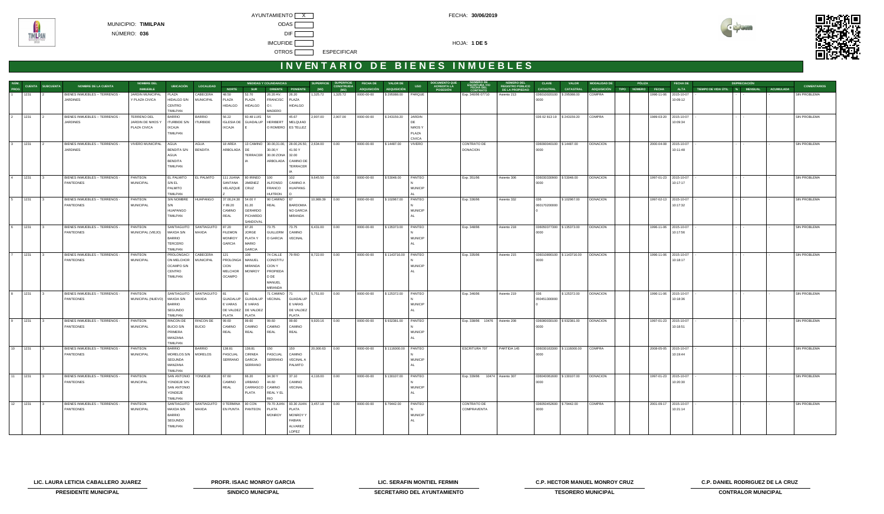MUNICIPIO: **TIMILPAN**

NÚMERO: **036**

AYUNTAMIENTO [X]
ODAS [ ]
DIF [ ]
IMCUFIDE [ ]
OTROS [ ] ESPECIFICAR

FECHA: **30/06/2019**

HOJA: **1 DE 5**

# INVENTARIO DE BIENES INMUEBLES

| NÚM. PROG. | CUENTA | SUBCUENTA | NOMBRE DE LA CUENTA | NOMBRE DEL INMUEBLE | UBICACIÓN | LOCALIDAD | MEDIDAS Y COLINDANCIAS NORTE | SUR | ORIENTE | PONIENTE | SUPERFICIE (M2) | SUPERFICIE CONSTRUIDA (M2) | FECHA DE ADQUISICIÓN | VALOR DE ADQUISICIÓN | USO | DOCUMENTO QUE ACREDITA LA POSESIÓN | NÚMERO DE ESCRITURA Y/O FECHA DEL CONTRATO | NÚMERO DEL REGISTRO PÚBLICO DE LA PROPIEDAD | CLAVE CATASTRAL | VALOR CATASTRAL | MODALIDAD DE ADQUISICIÓN | PÓLIZA TIPO | NÚMERO | FECHA | FECHA DE ALTA | DEPRECIACIÓN TIEMPO DE VIDA ÚTIL | % | MENSUAL | ACUMULADA | COMENTARIOS |
|---|---|---|---|---|---|---|---|---|---|---|---|---|---|---|---|---|---|---|---|---|---|---|---|---|---|---|---|---|---|---|
| 1 | 1231 | 2 | BIENES INMUEBLES -- TERRENOS - JARDINES | JARDIN MUNICIPAL Y PLAZA CIVICA | PLAZA HIDALGO S/N CENTRO TIMILPAN | CABECERA MUNICIPAL | 48.50 PLAZA HIDALGO | 52.70 PLAZA HIDALGO | 26.20 AV. FRANCISC O I. MADERO | 26.20 PLAZA HIDALGO | 1,325.72 | 1,325.72 | 0000-00-00 | $ 295088.00 | PARQUE | | Exp. 348/96 07710 | Asiento 213 | 036010020100 0000 | $ 295088.00 | COMPRA | | | 1996-11-06 | 2015-10-07 10:09:12 | - | | - | - | SIN PROBLEMA |
| 2 | 1231 | 2 | BIENES INMUEBLES -- TERRENOS - JARDINES | TERRENO DEL JARDIN DE NIÑOS Y PLAZA CIVICA | BARRIO ITURBIDE S/N IXCAJA TIMILPAN | BARRIO ITURBIDE | 56.22 IGLESIA DE IXCAJA | 60.48 LUIS GUADALUP E | 54 HERIBERT O ROMERO | 45.67 MELQUIAD ES TELLEZ | 2,907.00 | 2,907.00 | 0000-00-00 | $ 243159.20 | JARDIN DE NIÑOS Y PLAZA CIVICA | | | | 036 02 813 19 | $ 243159.20 | COMPRA | | | 1989-03-20 | 2015-10-07 10:09:34 | - | | - | - | SIN PROBLEMA |
| 3 | 1231 | 2 | BIENES INMUEBLES -- TERRENOS - JARDINES | VIVERO MUNICIPAL | AGUA BENDITA S/N AGUA BENDITA TIMILPAN | AGUA BENDITA | 18 AREA ARBOLADA | 13 CAMINO DE TERRACER IA | 30.00,31.00, 30.00,Y 30.00 ZONA ARBOLADA | 28.00,26.50, 41.50 Y 32.00 CAMINO DE TERRACER IA | 2,634.00 | 0.00 | 0000-00-00 | $ 14487.00 | VIVERO | CONTRATO DE DONACION | | | 036080040100 0000 | $ 14487.00 | DONACION | | | 2000-04-08 | 2015-10-07 10:11:48 | - | | - | - | SIN PROBLEMA |
| 4 | 1231 | 3 | BIENES INMUEBLES -- TERRENOS - PANTEONES | PANTEON MUNICIPAL | EL PALMITO S/N EL PALMITO TIMILPAN | EL PALMITO | 111 JUANA SANTANA VELAZQUE Z | 80 IRINEO JIMENEZ CRUZ | 100 ALFONSO FRANCO HUITRON | 102 CAMINO A HUAPANG O | 9,645.50 | 0.00 | 0000-00-00 | $ 53048.00 | PANTEON MUNICIPAL | | Exp. 351/96 | Asiento 306 | 036030330000 0000 | $ 53048.00 | DONACION | | | 1997-01-23 | 2015-10-07 10:17:17 | - | | - | - | SIN PROBLEMA |
| 5 | 1231 | 3 | BIENES INMUEBLES -- TERRENOS - PANTEONES | PANTEON MUNICIPAL | SIN NOMBRE S/N HUAPANGO TIMILPAN | HUAPANGO | 37.00,24.30 Y 89.20 CAMINO REAL | 54.00 Y 81.20 GERARDO PICHARDO SANDOVAL | 90 CAMINO REAL | 87 BARDOMIA NO GARCIA MIRANDA | 10,989.39 | 0.00 | 0000-00-00 | $ 102967.00 | PANTEON MUNICIPAL | | Exp. 336/96 | Asiento 332 | 036 0001702000000 | $ 102967.00 | DONACION | | | 1997-02-13 | 2015-10-07 10:17:32 | - | | - | - | SIN PROBLEMA |
| 6 | 1231 | 3 | BIENES INMUEBLES -- TERRENOS - PANTEONES | PANTEON MUNICIPAL (VIEJO) | SANTIAGUITO MAXDA S/N BARRIO TERCERO TIMILPAN | SANTIAGUITO MAXDA | 87.20 FILEMON MONROY GARCIA | 87.20 JORGE PLATA Y MARIO GARCIA | 73.75 GUILLERM O GARCIA | 73.75 CAMINO VECINAL | 6,431.00 | 0.00 | 0000-00-00 | $ 135373.00 | PANTEON MUNICIPAL | | Exp. 348/96 | Asiento 218 | 036050377300 0000 | $ 135373.00 | DONACION | | | 1996-11-06 | 2015-10-07 10:17:56 | - | | - | - | SIN PROBLEMA |
| 7 | 1231 | 3 | BIENES INMUEBLES -- TERRENOS - PANTEONES | PANTEON MUNICIPAL | PROLONGACI ON MELCHOR OCAMPO S/N CENTRO TIMILPAN | CABECERA MUNICIPAL | 121 PROLONGA CION MELCHOR OCAMPO | 108 MANUEL MIRANDA MONROY | 74 CALLE CONSTITU CION Y PROPIEDA D DE MANUEL MIRANDA | 79 RIO | 8,722.00 | 0.00 | 0000-00-00 | $ 1143716.00 | PANTEON MUNICIPAL | | Exp. 335/96 | Asiento 215 | 036010660100 0000 | $ 1143716.00 | DONACION | | | 1996-11-06 | 2015-10-07 10:18:17 | - | | - | - | SIN PROBLEMA |
| 8 | 1231 | 3 | BIENES INMUEBLES -- TERRENOS - PANTEONES | PANTEON MUNICIPAL (NUEVO) | SANTIAGUITO MAXDA S/N BARRIO SEGUNDO TIMILPAN | SANTIAGUITO MAXDA | 81 GUADALUP E VARAS DE VALDEZ PLATA | 81 GUADALUP E VARAS DE VALDEZ PLATA | 71 CAMINO VECINAL | 71 GUADALUP E VARAS DE VALDEZ PLATA | 5,751.00 | 0.00 | 0000-00-00 | $ 125372.00 | PANTEON MUNICIPAL | | Exp. 346/96 | Asiento 219 | 036 0504513000000 | $ 125372.00 | DONACION | | | 1996-11-06 | 2015-10-07 10:18:36 | - | | - | - | SIN PROBLEMA |
| 9 | 1231 | 3 | BIENES INMUEBLES -- TERRENOS - PANTEONES | PANTEON MUNICIPAL | RINCON DE BUCIO S/N PRIMERA MANZANA TIMILPAN | RINCON DE BUCIO | 99.60 CAMINO REAL | 99.60 CAMINO REAL | 99.60 CAMINO REAL | 99.60 CAMINO REAL | 9,920.16 | 0.00 | 0000-00-00 | $ 932381.00 | PANTEON MUNICIPAL | | Exp. 338/96 10476 | Asiento 208 | 036080030100 0000 | $ 932381.00 | DONACION | | | 1997-01-23 | 2015-10-07 10:18:51 | - | | - | - | SIN PROBLEMA |
| 10 | 1231 | 3 | BIENES INMUEBLES -- TERRENOS - PANTEONES | PANTEON MUNICIPAL | BARRIO MORELOS S/N SEGUNDA MANZANA TIMILPAN | BARRIO MORELOS | 138.81 PASCUAL SERRANO | 138.81 CIRINEA GARCIA SERRANO | 150 PASCUAL SERRANO | 150 CAMINO VECINAL A PALMITO | 20,000.63 | 0.00 | 0000-00-00 | $ 1116000.00 | PANTEON MUNICIPAL | | ESCRITURA 707 | PARTIDA 145 | 036030162300 0000 | $ 1116000.00 | COMPRA | | | 2008-05-05 | 2015-10-07 10:19:44 | - | | - | - | SIN PROBLEMA |
| 11 | 1231 | 3 | BIENES INMUEBLES -- TERRENOS - PANTEONES | PANTEON MUNCIPAL | SAN ANTONIO YONDEJE S/N SAN ANTONIO YONDEJE TIMILPAN | YONDEJE | 67.60 CAMINO REAL | 66.20 URBANO CARRASCO PLATA | 34.30 Y 44.60 CAMINO REAL Y EL RIO | 37.10 CAMINO VECINAL | 4,116.00 | 0.00 | 0000-00-00 | $ 130107.00 | PANTEON MUNICIPAL | | Exp. 339/96 10474 | Asiento 307 | 036040061600 0000 | $ 130107.00 | DONACION | | | 1997-01-23 | 2015-10-07 10:20:30 | - | | - | - | SIN PROBLEMA |
| 12 | 1231 | 3 | BIENES INMUEBLES -- TERRENOS - PANTEONES | PANTEON MUNICIPAL | SANTIAGUITO MAXDA S/N BARRIO SEGUNDO TIMILPAN | SANTIAGUITO MAXDA | 0 TERMINA EN PUNTA | 90 CON PANTEON | 79.70 JUAN PLATA MONROY | 93.30 JUAN PLATA MONROY Y FABIAN ALVAREZ LOPEZ | 3,457.18 | 0.00 | 0000-00-00 | $ 79442.00 | PANTEON MUNICIPAL | CONTRATO DE COMPRAVENTA | | | 036050452600 0000 | $ 79442.00 | COMPRA | | | 2001-09-17 | 2015-10-07 10:21:14 | - | | - | - | SIN PROBLEMA |

| **LIC. LAURA LETICIA CABALLERO JUAREZ** | **PROFR. ISAAC MONROY GARCIA** | **LIC. SERAFIN MONTIEL FERMIN** | **C.P. HECTOR MANUEL MONROY CRUZ** | **C.P. DANIEL RODRIGUEZ DE LA CRUZ** |
|---|---|---|---|---|
| **PRESIDENTE MUNICIPAL** | **SINDICO MUNICIPAL** | **SECRETARIO DEL AYUNTAMIENTO** | **TESORERO MUNICIPAL** | **CONTRALOR MUNICIPAL** |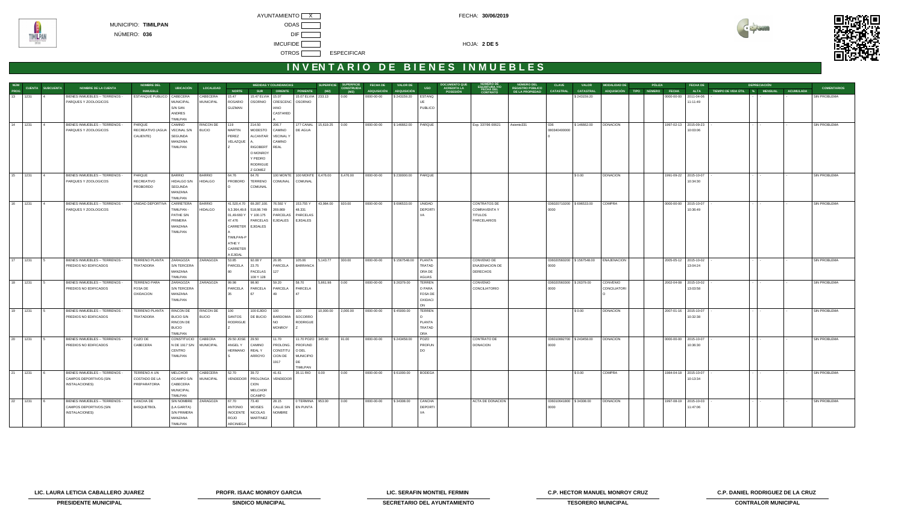MUNICIPIO: **TIMILPAN**

NÚMERO: **036**

AYUNTAMIENTO [X]
ODAS [ ]
DIF [ ]
IMCUFIDE [ ]
OTROS [ ] ESPECIFICAR

FECHA: **30/06/2019**

HOJA: **2 DE 5**

# INVENTARIO DE BIENES INMUEBLES

| NUM PROG | CUENTA | SUBCUENTA | NOMBRE DE LA CUENTA | NOMBRE DEL INMUEBLE | UBICACIÓN | LOCALIDAD | MEDIDAS Y COLINDANCIAS NORTE | SUR | ORIENTE | PONIENTE | SUPERFICIE (M2) | SUPERFICIE CONSTRUIDA (M2) | FECHA DE ADQUISICIÓN | VALOR DE ADQUISICIÓN | USO | DOCUMENTO QUE ACREDITA LA POSESIÓN | NÚMERO DE ESCRITURA Y/O FECHA DEL CONTRATO | NÚMERO DEL REGISTRO PÚBLICO DE LA PROPIEDAD | CLAVE CATASTRAL | VALOR CATASTRAL | MODALIDAD DE ADQUISICIÓN | PÓLIZA TIPO | NÚMERO | FECHA | FECHA DE ALTA | TIEMPO DE VIDA ÚTIL | DEPRECIACIÓN % | MENSUAL | ACUMULADA | COMENTARIOS |
|---|---|---|---|---|---|---|---|---|---|---|---|---|---|---|---|---|---|---|---|---|---|---|---|---|---|---|---|---|---|---|
| 13 | 1231 | 4 | BIENES INMUEBLES – TERRENOS - PARQUES Y ZOOLOGICOS | ESTANQUE PUBLICO | CABECERA MUNICIPAL S/N SAN ANDRES TIMILPAN | CABECERA MUNICIPAL | 15.47 ROSARIO GUZMAN | 15.47 ELVIA OSORNIO | 15.07 CRESCENCIANO CASTAÑEDA | 15.07 ELVIA OSORNIO | 233.13 | 0.00 | 0000-00-00 | $ 243159.20 | ESTANQUE PUBLICO | | | | | $ 243159.20 | | | | 0000-00-00 | 2011-04-06 11:11:49 | - | - | - | - | SIN PROBLEMA |
| 14 | 1231 | 4 | BIENES INMUEBLES – TERRENOS - PARQUES Y ZOOLOGICOS | PARQUE RECREATIVO (AGUA CALIENTE) | CAMINO VECINAL S/N SEGUNDA MANZANA TIMILPAN | RINCON DE BUCIO | 119 MARTIN PEREZ VELAZQUEZ | 214.50 MODESTO ALCANTARA, RIGOBERTO MONROY Y PEDRO RODRIGUEZ GOMEZ | 206.7 CAMINO VECINAL Y CAMINO REAL | 177 CANAL DE AGUA | 15,619.25 | 0.00 | 0000-00-00 | $ 146662.00 | PARQUE | | Exp. 337/98 00621 | Asiento331 | 036 0803404000000 | $ 146662.00 | DONACION | | | 1997-02-13 | 2015-09-23 10:03:06 | - | - | - | - | SIN PROBLEMA |
| 15 | 1231 | 4 | BIENES INMUEBLES – TERRENOS - PARQUES Y ZOOLOGICOS | PARQUE RECREATIVO PROBORDO | BARRIO HIDALGO S/N SEGUNDA MANZANA TIMILPAN | BARRIO HIDALGO | 64.76 PROBORDO | 64.76 TERRENO COMUNAL | 100 MONTE COMUNAL | 100 MONTE COMUNAL | 6,476.00 | 6,476.00 | 0000-00-00 | $ 230000.00 | PARQUE | | | | | $ 0.00 | DONACION | | | 1991-09-22 | 2015-10-07 10:34:30 | - | - | - | - | SIN PROBLEMA |
| 16 | 1231 | 4 | BIENES INMUEBLES – TERRENOS - PARQUES Y ZOOLOGICOS | UNIDAD DEPORTIVA | CARRETERA TIMILPAN - PATHE SIN PRIMERA MANZANA TIMILPAN | BARRIO HIDALGO | 41.520,4.70 9,3.364,49.8 01,49.660 Y 47.476 CARRETERA TIMILPAN-PATHE Y CARRETERA EJIDAL | 69.287,100. 518,98.749 Y 100.175 PARCELAS EJIDALES | 76.592 Y 269.869 PARCELAS EJIDALES | 163.755 Y 48.331 PARCELAS EJIDALES | 43,984.00 | 920.00 | 0000-00-00 | $ 696533.00 | UNIDAD DEPORTIVA | | CONTRATOS DE COMPRAVENTA Y TITULOS PARCELARIOS | | 036020710200 0000 | $ 696533.00 | COMPRA | | | 0000-00-00 | 2015-10-07 10:36:49 | - | - | - | - | SIN PROBLEMA |
| 17 | 1231 | 5 | BIENES INMUEBLES – TERRENOS - PREDIOS NO EDIFICADOS | TERRENO PLANTA TRATADORA | ZARAGOZA S/N TERCERA MANZANA TIMILPAN | ZARAGOZA | 53.65 PARCELA 80 | 92.08 Y 23.75 PACELAS 108 Y 128 | 26.95 PARCELA 127 | 105.06 BARRANCA | 5,143.77 | 300.00 | 0000-00-00 | $ 1567548.00 | PLANTA TRATADORA DE AGUAS | | CONVENIO DE ENAJENACION DE DERECHOS | | 036020560200 0000 | $ 1567548.00 | ENAJENACION | | | 2005-05-12 | 2015-10-02 13:04:24 | - | - | - | - | SIN PROBLEMA |
| 18 | 1231 | 5 | BIENES INMUEBLES – TERRENOS - PREDIOS NO EDIFICADOS | TERRENO PARA FOSA DE OXIDACION | ZARAGOZA S/N TERCERA MANZANA TIMILPAN | ZARAGOZA | 99.98 PARCELA 35 | 98.90 PARCELA 67 | 59.20 PARCELA 49 | 58.70 PARCELA 47 | 5,861.98 | 0.00 | 0000-00-00 | $ 26379.00 | TERRENO PARA FOSA DE OXIDACION | | CONVENIO CONCILIATORIO | | 036020560200 0000 | $ 26379.00 | CONVENIO CONCILIATORIO | | | 2002-04-08 | 2015-10-02 13:03:58 | - | - | - | - | SIN PROBLEMA |
| 19 | 1231 | 5 | BIENES INMUEBLES – TERRENOS - PREDIOS NO EDIFICADOS | TERRENO PLANTA TRATADORA | RINCON DE BUCIO S/N RINCON DE BUCIO TIMILPAN | RINCON DE BUCIO | 100 SANTOS RODRIGUEZ | 100 EJIDO DE BUCIO | 100 BARDOMIANO MONROY | 100 SOCORRO RODRIGUEZ | 10,000.00 | 2,000.00 | 0000-00-00 | $ 45000.00 | TERRENO PLANTA TRATADORA | | | | | $ 0.00 | DONACION | | | 2007-01-16 | 2015-10-07 10:32:38 | - | - | - | - | SIN PROBLEMA |
| 20 | 1231 | 5 | BIENES INMUEBLES – TERRENOS - PREDIOS NO EDIFICADOS | POZO DE CABECERA | CONSTITUCION DE 1917 S/N CENTRO TIMILPAN | CABECERA MUNICIPAL | 29.50 JOSE ANGEL Y HERMANOS | 29.50 CAMINO REAL Y ARROYO | 11.70 PROLONG CONSTITUCION DE 1917 | 11.70 POZO PROFUNDO DEL MUNICIPIO DE TIMILPAN | 345.00 | 91.00 | 0000-00-00 | $ 243458.00 | POZO PROFUNDO | | CONTRATO DE DONACION | | 036010892700 0000 | $ 243458.00 | DONACION | | | 0000-00-00 | 2015-10-07 10:36:30 | - | - | - | - | SIN PROBLEMA |
| 21 | 1231 | 6 | BIENES INMUEBLES – TERRENOS - CAMPOS DEPORTIVOS (SIN INSTALACIONES) | TERRENO A UN COSTADO DE LA PREPARATORIA | MELCHOR OCAMPO S/N CABECERA MUNICIPAL TIMILPAN | CABECERA MUNICIPAL | 52.70 VENDEDOR | 39.72 PROLONGACION MELCHOR OCAMPO | 41.61 VENDEDOR | 35.11 RIO | 0.00 | 0.00 | 0000-00-00 | $ 61000.00 | BODEGA | | | | | $ 0.00 | COMPRA | | | 1984-04-18 | 2015-10-07 10:13:34 | - | - | - | - | SIN PROBLEMA |
| 22 | 1231 | 6 | BIENES INMUEBLES – TERRENOS - CAMPOS DEPORTIVOS (SIN INSTALACIONES) | CANCHA DE BASQUETBOL | SIN NOMBRE (LA GARITA) S/N PRIMERA MANZANA TIMILPAN | ZARAGOZA | 67.70 ANTONIO INOCENTE ROJO ARCINIEGA | 73.40 MOISES NICOLAS MARTINEZ | 28.15 CALLE SIN NOMBRE | 0 TERMINA EN PUNTA | 953.00 | 0.00 | 0000-00-00 | $ 34308.00 | CANCHA DEPORTIVA | | ACTA DE DONACION | | 036010641800 0000 | $ 34308.00 | DONACION | | | 1997-08-19 | 2015-10-03 11:47:06 | - | - | - | - | SIN PROBLEMA |

| | | | | |
|---|---|---|---|---|
| **LIC. LAURA LETICIA CABALLERO JUAREZ** | **PROFR. ISAAC MONROY GARCIA** | **LIC. SERAFIN MONTIEL FERMIN** | **C.P. HECTOR MANUEL MONROY CRUZ** | **C.P. DANIEL RODRIGUEZ DE LA CRUZ** |
| **PRESIDENTE MUNICIPAL** | **SINDICO MUNICIPAL** | **SECRETARIO DEL AYUNTAMIENTO** | **TESORERO MUNICIPAL** | **CONTRALOR MUNICIPAL** |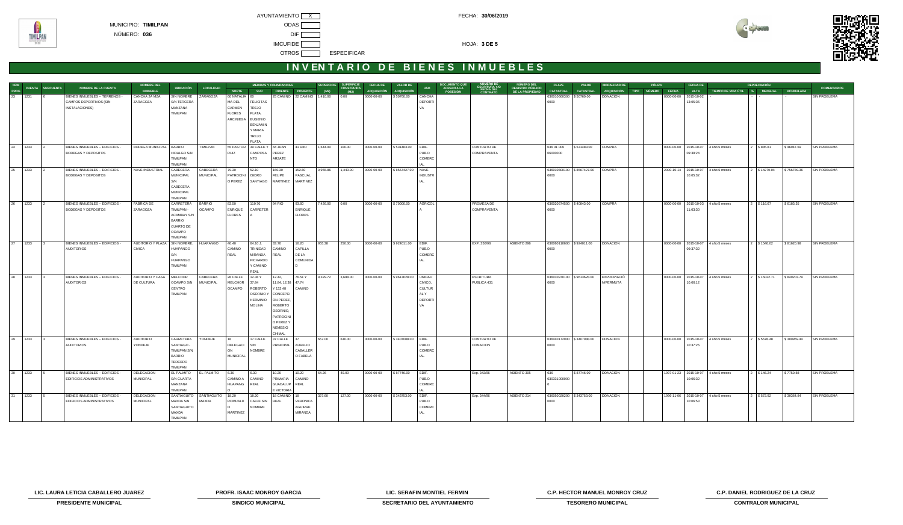MUNICIPIO: **TIMILPAN**

NÚMERO: **036**

AYUNTAMIENTO [X]
ODAS [ ]
DIF [ ]
IMCUFIDE [ ]
OTROS [ ] ESPECIFICAR

FECHA: **30/06/2019**

HOJA: **3 DE 5**

# INVENTARIO DE BIENES INMUEBLES

| NUM PROG | CUENTA | SUBCUENTA | NOMBRE DE LA CUENTA | NOMBRE DEL INMUEBLE | UBICACIÓN | LOCALIDAD | MEDIDAS Y COLINDANCIAS NORTE | SUR | ORIENTE | PONIENTE | SUPERFICIE (M2) | SUPERFICIE CONSTRUIDA (M2) | FECHA DE ADQUISICIÓN | VALOR DE ADQUISICIÓN | USO | DOCUMENTO QUE ACREDITA LA POSESIÓN | NÚMERO DE ESCRITURA Y/O FECHA DEL CONTRATO | NÚMERO DEL REGISTRO PÚBLICO DE LA PROPIEDAD | CLAVE CATASTRAL | VALOR CATASTRAL | MODALIDAD DE ADQUISICIÓN | PÓLIZA TIPO | NÚMERO | FECHA | FECHA DE ALTA | TIEMPO DE VIDA ÚTIL | DEPRECIACIÓN % | MENSUAL | ACUMULADA | COMENTARIOS |
|---|---|---|---|---|---|---|---|---|---|---|---|---|---|---|---|---|---|---|---|---|---|---|---|---|---|---|---|---|---|---|
| 23 | 1231 | 6 | BIENES INMUEBLES – TERRENOS - CAMPOS DEPORTIVOS (SIN INSTALACIONES) | CANCHA 2A MZA ZARAGOZA | SIN NOMBRE S/N TERCERA MANZANA TIMILPAN | ZARAGOZA | 60 NATALIA MA DEL CARMEN FLORES ARCINIEGA | 60 FELICITAS TREJO PLATA, EUGENIO BENJAMIN Y MARIA TREJO PLATA | 25 CAMINO | 22 CAMINO | 1,410.00 | 0.00 | 0000-00-00 | $ 50760.00 | CANCHA DEPORTIVA | | | | 036010660000 0000 | $ 50760.00 | DONACION | | | 0000-00-00 | 2015-10-02 13:05:36 | - | - | - | - | SIN PROBLEMA |
| 24 | 1233 | 2 | BIENES INMUEBLES – EDIFICIOS - BODEGAS Y DEPOSITOS | BODEGA MUNICIPAL | BARRIO HIDALGO S/N TIMILPAN TIMILPAN | TIMILPAN | 55 PASTOR RUIZ | 38 CALLE Y CAMPOSA NTO | 44 JUAN PEREZ ARZATE | 41 RIIO | 1,644.00 | 100.00 | 0000-00-00 | $ 531463.00 | EDIF. PUBLO COMERCIAL | | CONTRATO DE COMPRAVENTA | | 036 01 009 06000000 | $ 531463.00 | COMPRA | | | 0000-00-00 | 2015-10-07 09:38:24 | 4 año 5 meses | 2 | $ 885.81 | $ 46947.69 | SIN PROBLEMA |
| 25 | 1233 | 2 | BIENES INMUEBLES – EDIFICIOS - BODEGAS Y DEPOSITOS | NAVE INDUSTRIAL | CABECERA MUNICIPAL S/N CABECERA MUNICIPAL TIMILPAN | CABECERA MUNICIPAL | 79.30 PATROCINIO PEREZ | 52.10 ISIDRO SANTIAGO | 160.30 FELIPE MARTINEZ | 152.60 PASCUAL MARTINEZ | 9,965.86 | 1,440.00 | 0000-00-00 | $ 8567427.00 | NAVE INDUSTRIAL | | | | 036010800100 0000 | $ 8567427.00 | COMPRA | | | 2000-10-14 | 2015-10-07 10:05:32 | 4 año 5 meses | 2 | $ 14279.04 | $ 756789.36 | SIN PROBLEMA |
| 26 | 1233 | 2 | BIENES INMUEBLES – EDIFICIOS - BODEGAS Y DEPOSITOS | FABRICA DE ZARAGOZA | CARRETERA TIMILPAN - ACAMBAY S/N BARRIO CUARTO DE OCAMPO TIMILPAN | BARRIO OCAMPO | 83.50 ENRIQUE FLORES | 110.70 CARRETERA | 94 RIO | 93.60 ENRIQUE FLORES | 7,426.00 | 0.00 | 0000-00-00 | $ 70000.00 | AGRICOLA | | PROMESA DE COMPRAVENTA | | 036020574500 0000 | $ 40843.00 | COMPRA | | | 0000-00-00 | 2015-10-03 11:03:30 | 4 año 5 meses | 2 | $ 116.67 | $ 6183.35 | SIN PROBLEMA |
| 27 | 1233 | 3 | BIENES INMUEBLES – EDIFICIOS - AUDITORIOS | AUDITORIO Y PLAZA CIVICA | SIN NOMBRE HUAPANGO S/N HUAPANGO TIMILPAN | HUAPANGO | 40.40 CAMINO REAL | 64.10 J. TRINIDAD MIRANDA PICHARDO Y CAMINO REAL | 33.70 CAMINO REAL | 16.20 CAPILLA DE LA COMUNIDAD | 955.38 | 250.00 | 0000-00-00 | $ 924011.00 | EDIF. PUBLO COMERCIAL | | EXP. 350/96 | ASIENTO 296 | 036060110600 0000 | $ 924011.00 | DONACION | | | 0000-00-00 | 2015-10-07 09:37:32 | 4 año 5 meses | 2 | $ 1540.02 | $ 81620.98 | SIN PROBLEMA |
| 28 | 1233 | 3 | BIENES INMUEBLES – EDIFICIOS - AUDITORIOS | AUDITORIO Y CASA DE CULTURA | MELCHOR OCAMPO S/N CENTRO TIMILPAN | CABECERA MUNICIPAL | 28 CALLE MELCHOR OCAMPO | 12.38 Y 37.84 ROBERTO OSORNIO Y HERMINIO MOLINA | 12.42, 11.84, 12.38 Y 132.48 CONCEPCION PEREZ, ROBERTO OSORNIO, PATROCINIO PEREZ Y NEMESIO CHIMAL | 76.51 Y 47.74 CAMINO | 9,329.72 | 3,688.00 | 0000-00-00 | $ 9613628.00 | UNIDAD CIVICO, CULTURAL Y DEPORTIVA | | ESCRITURA PUBLICA 431 | | 036010970100 0000 | $ 9613628.00 | EXPROPIACIÓN/PERMUTA | | | 0000-00-00 | 2015-10-07 10:06:12 | 4 año 5 meses | 2 | $ 16022.71 | $ 849203.79 | SIN PROBLEMA |
| 29 | 1233 | 3 | BIENES INMUEBLES – EDIFICIOS - AUDITORIOS | AUDITORIO YONDEJE | CARRETERA SANTIAGO - TIMILPAN S/N BARRIO TERCERO TIMILPAN | YONDEJE | 18 DELEGACION MUNICIPAL | 17 CALLE SIN NOMBRE | 37 CALLE PRINCIPAL | 37 AURELIO CABALLERO FABELA | 657.00 | 630.00 | 0000-00-00 | $ 3407088.00 | EDIF. PUBLO COMERCIAL | | CONTRATO DE DONACION | | 036040172900 0000 | $ 3407088.00 | DONACION | | | 0000-00-00 | 2015-10-07 10:37:26 | 4 año 5 meses | 2 | $ 5678.48 | $ 300959.44 | SIN PROBLEMA |
| 30 | 1233 | 5 | BIENES INMUEBLES – EDIFICIOS - EDIFICIOS ADMINISTRATIVOS | DELEGACION MUNICIPAL | EL PALMITO S/N CUARTA MANZANA TIMILPAN | EL PALMITO | 6.30 CAMINO A HUAPANG O | 6.30 CAMINO REAL | 10.20 PRIMARIA GUADALUPE VICTORIA | 10.20 CAMINO REAL | 64.26 | 40.00 | 0000-00-00 | $ 87746.00 | EDIF. PUBLO COMERCIAL | | Exp. 343/96 | ASIENTO 305 | 036 030331000000 | $ 87746.00 | DONACION | | | 1997-01-23 | 2015-10-07 10:06:32 | 4 año 5 meses | 2 | $ 146.24 | $ 7750.88 | SIN PROBLEMA |
| 31 | 1233 | 5 | BIENES INMUEBLES – EDIFICIOS - EDIFICIOS ADMINISTRATIVOS | DELEGACION MUNICIPAL | SANTIAGUITO MAXDA S/N SANTIAGUITO MAXDA TIMILPAN | SANTIAGUITO MAXDA | 18.20 ROMUALDO MARTINEZ | 18.20 CALLE SIN NOMBRE | 18 CAMINO REAL | 18 VERONICA AGUIRRE MIRANDA | 327.60 | 127.00 | 0000-00-00 | $ 343753.00 | EDIF. PUBLO COMERCIAL | | Exp. 344/96 | ASIENTO 214 | 036050020200 0000 | $ 343753.00 | DONACION | | | 1996-11-06 | 2015-10-07 10:06:53 | 4 año 5 meses | 2 | $ 572.92 | $ 30364.64 | SIN PROBLEMA |

| | | | | |
|---|---|---|---|---|
| **LIC. LAURA LETICIA CABALLERO JUAREZ** | **PROFR. ISAAC MONROY GARCIA** | **LIC. SERAFIN MONTIEL FERMIN** | **C.P. HECTOR MANUEL MONROY CRUZ** | **C.P. DANIEL RODRIGUEZ DE LA CRUZ** |
| **PRESIDENTE MUNICIPAL** | **SINDICO MUNICIPAL** | **SECRETARIO DEL AYUNTAMIENTO** | **TESORERO MUNICIPAL** | **CONTRALOR MUNICIPAL** |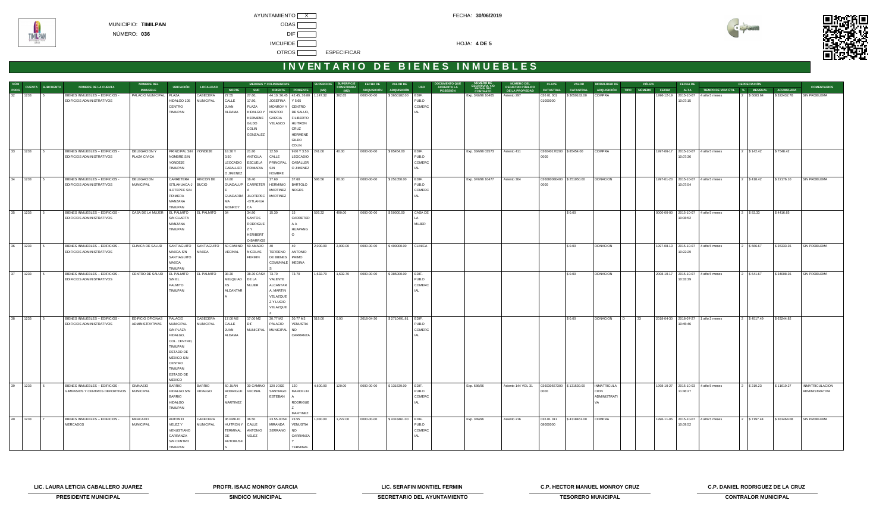MUNICIPIO: **TIMILPAN**

NÚMERO: **036**

AYUNTAMIENTO [ X ]

ODAS [ ]

DIF [ ]

IMCUFIDE [ ]

OTROS [ ] ESPECIFICAR

FECHA: **30/06/2019**

HOJA: **4 DE 5**

# INVENTARIO DE BIENES INMUEBLES

| NUM PROG | CUENTA | SUBCUENTA | NOMBRE DE LA CUENTA | NOMBRE DEL INMUEBLE | UBICACIÓN | LOCALIDAD | MEDIDAS Y COLINDANCIAS NORTE | SUR | ORIENTE | PONIENTE | SUPERFICIE (M2) | SUPERFICIE CONSTRUIDA (M2) | FECHA DE ADQUISICIÓN | VALOR DE ADQUISICIÓN | USO | DOCUMENTO QUE ACREDITA LA POSESIÓN | NUMERO DE ESCRITURA Y/O FECHA DEL CONTRATO | NUMERO DEL REGISTRO PÚBLICO DE LA PROPIEDAD | CLAVE CATASTRAL | VALOR CATASTRAL | MODALIDAD DE ADQUISICIÓN | PÓLIZA TIPO | NUMERO | FECHA | FECHA DE ALTA | DEPRECIACIÓN TIEMPO DE VIDA ÚTIL | % | MENSUAL | ACUMULADA | COMENTARIOS |
|---|---|---|---|---|---|---|---|---|---|---|---|---|---|---|---|---|---|---|---|---|---|---|---|---|---|---|---|---|---|---|
| 32 | 1233 | 5 | BIENES INMUEBLES – EDIFICIOS - EDIFICIOS ADMINISTRATIVOS | PALACIO MUNICIPAL | PLAZA HIDALGO 105 CENTRO TIMILPAN | CABECERA MUNICIPAL | 27.55 CALLE JUAN ALDAMA | 27.60, 17.80, PLAZA HIDALGO Y HERMENE GILDO COLIN GONZALEZ | 44.10, 36.45 JOSEFINA MONROY Y NESTOR GARCIA VELASCO | 42.45, 36.80 Y 5.65 CENTRO DE SALUD, FILIBERTO HUITRON CRUZ HERMENE GILDO COLIN | 1,147.32 | 382.65 | 0000-00-00 | $ 3650182.00 | EDIF. PUBLICO COMERCIAL | | Exp. 342/96 10465 | Asiento 297 | 036 01 001 01000000 | $ 3650182.00 | COMPRA | | | 1996-12-19 | 2015-10-07 10:07:15 | 4 año 5 meses | 2 | $ 6083.64 | $ 322432.76 | SIN PROBLEMA |
| 33 | 1233 | 5 | BIENES INMUEBLES – EDIFICIOS - EDIFICIOS ADMINISTRATIVOS | DELEGACION Y PLAZA CIVICA | PRINCIPAL SIN NOMBRE S/N YONDEJE TIMILPAN | YONDEJE | 18.30 Y 3.50 LEOCADIO CABALLER O JIMENEZ | 31.80 ANTIGUA ESCUELA PRIMARIA | 12.50 CALLE PRINCIPAL SIN NOMBRE | 9.00 Y 3.50 LEOCADIO CABALLER O JIMENEZ | 241.00 | 40.00 | 0000-00-00 | $ 85454.00 | EDIF. PUBLICO COMERCIAL | | Exp. 334/96 03573 | Asiento 411 | 036040170200 0000 | $ 85454.00 | COMPRA | | | 1997-06-17 | 2015-10-07 10:07:36 | 4 año 5 meses | 2 | $ 142.42 | $ 7548.42 | |
| 34 | 1233 | 5 | BIENES INMUEBLES – EDIFICIOS - EDIFICIOS ADMINISTRATIVOS | DELEGACION MUNICIPAL | CARRETERA IXTLAHUACA-JILOTEPEC S/N PRIMERA MANZANA TIMILPAN | RINCON DE BUCIO | 14.80 GUADALUPE GUADARRAMA MONROY | 16.40 CARRETERA JILOTEPEC -IXTLAHUACA | 37.60 HERMINIO MARTINEZ MARTINEZ | 37.60 BARTOLO NOGES | 586.56 | 80.00 | 0000-00-00 | $ 251050.00 | EDIF. PUBLICO COMERCIAL | | Exp. 347/96 10477 | Asiento 304 | 036080080400 0000 | $ 251050.00 | DONACION | | | 1997-01-23 | 2015-10-07 10:07:54 | 4 año 5 meses | 2 | $ 418.42 | $ 22176.10 | SIN PROBLEMA |
| 35 | 1233 | 5 | BIENES INMUEBLES – EDIFICIOS - EDIFICIOS ADMINISTRATIVOS | CASA DE LA MUJER | EL PALMITO S/N CUARTA MANZANA TIMILPAN | EL PALMITO | 34 | 34.80 SANTOS RODRIGUEZ Y HERIBERTO BARRIOS | 15.30 | 15 CARRETERA HUAPANGO | 526.32 | 490.00 | 0000-00-00 | $ 50000.00 | CASA DE LA MUJER | | | | | $ 0.00 | | | | 0000-00-00 | 2015-10-07 10:09:52 | 4 año 5 meses | 2 | $ 83.33 | $ 4416.65 | |
| 36 | 1233 | 5 | BIENES INMUEBLES – EDIFICIOS - EDIFICIOS ADMINISTRATIVOS | CLINICA DE SALUD | SANTIAGUITO MAXDA S/N SANTIAGUITO MAXDA TIMILPAN | SANTIAGUITO MAXDA | 50 CAMINO VECINAL | 50 AMADO NICOLAS FERMIN | 40 TERRENO DE BIENES COMUNALES | 40 ANTONIO PRIMO MEDINA | 2,000.00 | 2,000.00 | 0000-00-00 | $ 400000.00 | CLINICA | | | | | $ 0.00 | DONACION | | | 1997-08-13 | 2015-10-07 10:22:29 | 4 año 5 meses | 2 | $ 666.67 | $ 35333.35 | SIN PROBLEMA |
| 37 | 1233 | 5 | BIENES INMUEBLES – EDIFICIOS - EDIFICIOS ADMINISTRATIVOS | CENTRO DE SALUD | EL PALMITO S/N EL PALMITO TIMILPAN | EL PALMITO | 38.30 MELQUIADES ALCANTARA | 38.30 CASA DE LA MUJER | 73.70 VALENTE ALCANTARA, MARTIN VELAZQUEZ Y LUCIO VELAZQUEZ | 73.70 | 1,632.70 | 1,632.70 | 0000-00-00 | $ 385000.00 | EDIF. PUBLICO COMERCIAL | | | | | $ 0.00 | DONACION | | | 2008-10-17 | 2015-10-07 10:33:39 | 4 año 5 meses | 2 | $ 641.67 | $ 34008.35 | SIN PROBLEMA |
| 38 | 1233 | 5 | BIENES INMUEBLES – EDIFICIOS - EDIFICIOS ADMINISTRATIVOS | EDIFICIO OFICINAS ADMINISTRATIVAS | PALACIO MUNICIPAL S/N PLAZA HIDALGO, COL. CENTRO, TIMILPAN ESTADO DE MÉXICO S/N CENTRO TIMILPAN ESTADO DE MEXICO | CABECERA MUNICIPAL | 17.00 M2 CALLE JUAN ALDAMA | 17.00 M2 DIF MUNICIPAL | 30.77 M2 PALACIO MUNICIPAL | 30.77 M2 VENUSTIANO CARRANZA | 519.00 | 0.00 | 2018-04-30 | $ 2710491.81 | EDIF. PUBLICO COMERCIAL | | | | | $ 0.00 | DONACION | D | 33 | 2018-04-30 | 2018-07-27 10:45:46 | 1 año 2 meses | 2 | $ 4517.49 | $ 63244.82 | |
| 39 | 1233 | 6 | BIENES INMUEBLES – EDIFICIOS - GIMNASIOS Y CENTROS DEPORTIVOS | GIMNASIO MUNICIPAL | BARRIO HIDALGO S/N BARRIO HIDALGO TIMILPAN | BARRIO HIDALGO | 50 JUAN RODRIGUEZ MARTINEZ | 30 CAMINO VECINAL | 120 JOSE SANTIAGO ESTEBAN | 120 MARCELINA RODRIGUEZ MARTINEZ | 4,800.00 | 120.00 | 0000-00-00 | $ 131539.00 | EDIF. PUBLICO COMERCIAL | | Exp. 686/96 | Asiento 144 VOL 31 | 036030557300 0000 | $ 131539.00 | INMATRICULACION ADMINISTRATIVA | | | 1998-10-27 | 2015-10-03 11:46:27 | 4 año 5 meses | 2 | $ 219.23 | $ 11619.27 | INMATRICULACION ADMINISTRATIVA |
| 40 | 1233 | 7 | BIENES INMUEBLES – EDIFICIOS - MERCADOS | MERCADO MUNICIPAL | ANTONIO VELEZ Y VENUSTIANO CARRANZA S/N CENTRO TIMILPAN | CABECERA MUNICIPAL | 36 EMILIO HUITRON Y TERMINAL DE AUTOBUSES | 36.50 CALLE ANTONIO VELEZ | 23.55 JOSE MIRANDA SERRANO | 23.55 VENUSTIANO CARRANZA Y TERMINAL | 1,030.00 | 1,222.00 | 0000-00-00 | $ 4318461.00 | EDIF. PUBLICO COMERCIAL | | Exp. 349/96 | Asiento 216 | 036 01 011 08000000 | $ 4318461.00 | COMPRA | | | 1996-11-06 | 2015-10-07 10:09:52 | 4 año 5 meses | 2 | $ 7197.44 | $ 381464.08 | SIN PROBLEMA |

| | | | | |
|---|---|---|---|---|
| **LIC. LAURA LETICIA CABALLERO JUAREZ** | **PROFR. ISAAC MONROY GARCIA** | **LIC. SERAFIN MONTIEL FERMIN** | **C.P. HECTOR MANUEL MONROY CRUZ** | **C.P. DANIEL RODRIGUEZ DE LA CRUZ** |
| **PRESIDENTE MUNICIPAL** | **SINDICO MUNICIPAL** | **SECRETARIO DEL AYUNTAMIENTO** | **TESORERO MUNICIPAL** | **CONTRALOR MUNICIPAL** |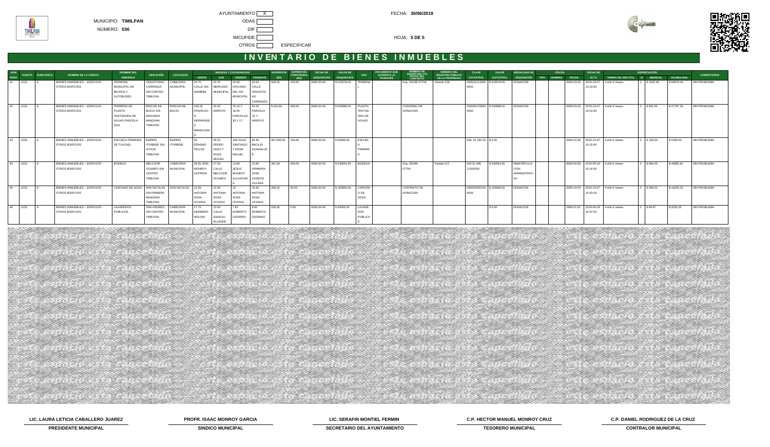MUNICIPIO: **TIMILPAN**

NÚMERO: **036**

AYUNTAMIENTO [ X ]

ODAS [ ]

DIF [ ]

IMCUFIDE [ ]

OTROS [ ] ESPECIFICAR

FECHA: **30/06/2019**

HOJA: **5 DE 5**

# INVENTARIO DE BIENES INMUEBLES

| NUM PROG | CUENTA | SUBCUENTA | NOMBRE DE LA CUENTA | NOMBRE DEL INMUEBLE | UBICACIÓN | LOCALIDAD | MEDIDAS Y COLINDANCIAS NORTE | SUR | ORIENTE | PONIENTE | SUPERFICIE (M2) | SUPERFICIE CONSTRUIDA (M2) | FECHA DE ADQUISICIÓN | VALOR DE ADQUISICIÓN | USO | DOCUMENTO QUE ACREDITA LA POSESIÓN | NÚMERO DE ESCRITURA Y/O FECHA DEL CONTRATO | NÚMERO DEL REGISTRO PÚBLICO DE LA PROPIEDAD | CLAVE CATASTRAL | VALOR CATASTRAL | MODALIDAD DE ADQUISICIÓN | PÓLIZA TIPO | NÚMERO | FECHA | FECHA DE ALTA | TIEMPO DE VIDA ÚTIL | DEPRECIACIÓN % | MENSUAL | ACUMULADA | COMENTARIOS |
|---|---|---|---|---|---|---|---|---|---|---|---|---|---|---|---|---|---|---|---|---|---|---|---|---|---|---|---|---|---|---|
| 41 | 1233 | 8 | BIENES INMUEBLES – EDIFICIOS - OTROS EDIFICIOS | TERMINAL MUNICIPAL DE MICROS Y AUTOBUSES | VENUSTIANO CARRANZA S/N CENTRO TIMILPAN | CABECERA MUNICIPAL | 24.70 CALLE SIN NOMBRE | 24.70 MERCADO MUNICIPAL | 20.50 OFICINAS DEL DIF MUNICIPAL | 20.50 CALLE VENUSTIANO CARRANZA | 506.35 | 150.00 | 0000-00-00 | $ 915578.00 | TERMINAL | | Exp. 341/06 07709 | Asiento 216 | 036010111000 0000 | $ 915578.00 | DONACION | | | 2006-03-25 | 2015-10-07 10:10:09 | 4 año 5 meses | 2 | $ 1525.96 | $ 80876.04 | SIN PROBLEMA |
| 42 | 1233 | 8 | BIENES INMUEBLES – EDIFICIOS - OTROS EDIFICIOS | TERRENO DE PLANTA TRATADORA DE AGUAS PARCELA 2321 | RINCON DE BUCIO S/N SEGUNDA MANZANA TIMILPAN | RINCON DE BUCIO | 106.25 FRANCISCO HERNANDEZ MANDUJANO | 42.05 ARROYO | 78.14 Y 18.55 PARCELAS 30 Y 17 | 54.54 PARCELA 15 Y ARROYO | 5,001.80 | 280.00 | 0000-00-00 | $ 540988.00 | PLANTA TRATADORA DE AGUAS | | CONVENIO DE DONACION | | 036030170600 0000 | $ 540988.00 | DONACION | | | 2006-03-25 | 2015-10-07 10:10:39 | 4 año 5 meses | 2 | $ 901.65 | $ 47787.29 | SIN PROBLEMA |
| 43 | 1233 | 8 | BIENES INMUEBLES – EDIFICIOS - OTROS EDIFICIOS | ESCUELA PRIMARIA DE TLACAEL | BARRIO ITURBIDE S/N IXCAJA TIMILPAN | BARRIO ITURBIDE | 54 ERASMO TELLEZ | 59.15 PEDRO VEGA Y ROSA MIGUEL | 108 JULIO SANTIAGO Y ROSA MIGUEL | 94.40 BACILIO GUADALUPE | 497,939.00 | 139.94 | 0000-00-00 | $ 60000.00 | ESCUELA PRIMARIA | | | | 036 01 240 03 | $ 0.00 | | | | 2002-10-30 | 2015-10-07 10:15:00 | 4 año 5 meses | 2 | $ 100.00 | $ 5300.00 | SIN PROBLEMA |
| 44 | 1233 | 8 | BIENES INMUEBLES – EDIFICIOS - OTROS EDIFICIOS | BODEGA | MELCHOR OCAMPO S/N CENTRO TIMILPAN | CABECERA MUNICIPAL | 28.50 JOEL MONROY HUITRON | 27.50 CALLE MELCHOR OCAMPO | 13.80 JESUS MONROY ALCANTARA | 12.80 PRIMARIA JOSE VICENTE VILLADA | 361.00 | 200.00 | 0000-00-00 | $ 530554.00 | BODEGA | | Exp. 352/96 07704 | Partida 212 | 036 01 006 11000000 | $ 530554.00 | INMATRICULACION ADMINISTRATIVA | | | 0000-00-00 | 2015-09-30 15:16:39 | 4 año 5 meses | 2 | $ 884.26 | $ 46865.62 | SIN PROBLEMA |
| 45 | 1233 | 8 | BIENES INMUEBLES – EDIFICIOS - OTROS EDIFICIOS | CARCAMO DE AGUA | SAN NICOLAS S/N PRIMERA MANZANA TIMILPAN | SAN NICOLAS | 12.50 ANTONIA SOSA OCAÑAS | 12.50 ANTONIA SOSA OCAÑAS | 18 ANTONIA SOSA OCAÑAS | 19.30 ANTONIA SOSA OCAÑAS | 268.24 | 40.00 | 0000-00-00 | $ 183909.00 | CARCAMO DE AGUA | | CONTRATO DE DONACION | | 036020455100 0000 | $ 183909.00 | DONACION | | | 2005-10-04 | 2015-10-07 10:33:18 | 4 año 5 meses | 2 | $ 306.52 | $ 16245.32 | SIN PROBLEMA |
| 46 | 1233 | 8 | BIENES INMUEBLES – EDIFICIOS - OTROS EDIFICIOS | LAVADEROS PUBLICOS | SAN ANDRES S/N CENTRO TIMILPAN | CABECERA MUNICIPAL | 17.70 HERMINIO MOLINA | 13.04 CALLE IGNACIO ALLENDE | 7.60 ROBERTO OSORNIO | 8.00 ROBERTO OSORNIO | 108.35 | 0.00 | 0000-00-00 | $ 40000.00 | LAVADEROS PUBLICOS | | | | | $ 0.00 | DONACION | | | 1990-01-01 | 2016-06-29 10:37:53 | 4 año 5 meses | 2 | $ 66.67 | $ 3533.35 | SIN PROBLEMA |

este espacio esta cancelado

**LIC. LAURA LETICIA CABALLERO JUAREZ**
**PRESIDENTE MUNICIPAL**

**PROFR. ISAAC MONROY GARCIA**
**SINDICO MUNICIPAL**

**LIC. SERAFIN MONTIEL FERMIN**
**SECRETARIO DEL AYUNTAMIENTO**

**C.P. HECTOR MANUEL MONROY CRUZ**
**TESORERO MUNICIPAL**

**C.P. DANIEL RODRIGUEZ DE LA CRUZ**
**CONTRALOR MUNICIPAL**